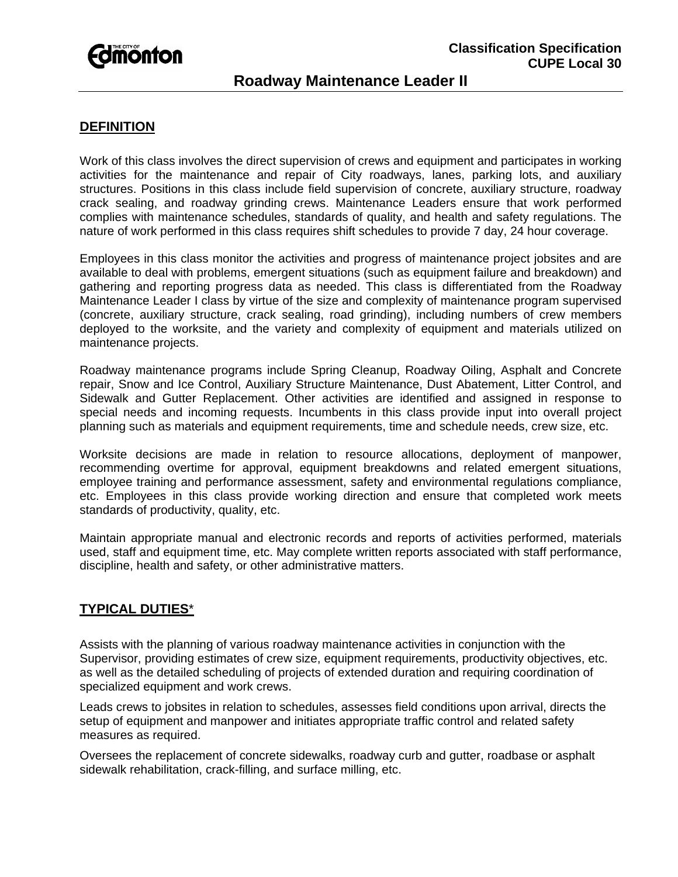Classification Specification
CUPE Local 30

# Roadway Maintenance Leader II

## DEFINITION

Work of this class involves the direct supervision of crews and equipment and participates in working activities for the maintenance and repair of City roadways, lanes, parking lots, and auxiliary structures. Positions in this class include field supervision of concrete, auxiliary structure, roadway crack sealing, and roadway grinding crews. Maintenance Leaders ensure that work performed complies with maintenance schedules, standards of quality, and health and safety regulations. The nature of work performed in this class requires shift schedules to provide 7 day, 24 hour coverage.

Employees in this class monitor the activities and progress of maintenance project jobsites and are available to deal with problems, emergent situations (such as equipment failure and breakdown) and gathering and reporting progress data as needed. This class is differentiated from the Roadway Maintenance Leader I class by virtue of the size and complexity of maintenance program supervised (concrete, auxiliary structure, crack sealing, road grinding), including numbers of crew members deployed to the worksite, and the variety and complexity of equipment and materials utilized on maintenance projects.

Roadway maintenance programs include Spring Cleanup, Roadway Oiling, Asphalt and Concrete repair, Snow and Ice Control, Auxiliary Structure Maintenance, Dust Abatement, Litter Control, and Sidewalk and Gutter Replacement. Other activities are identified and assigned in response to special needs and incoming requests. Incumbents in this class provide input into overall project planning such as materials and equipment requirements, time and schedule needs, crew size, etc.

Worksite decisions are made in relation to resource allocations, deployment of manpower, recommending overtime for approval, equipment breakdowns and related emergent situations, employee training and performance assessment, safety and environmental regulations compliance, etc. Employees in this class provide working direction and ensure that completed work meets standards of productivity, quality, etc.

Maintain appropriate manual and electronic records and reports of activities performed, materials used, staff and equipment time, etc. May complete written reports associated with staff performance, discipline, health and safety, or other administrative matters.

## TYPICAL DUTIES*

Assists with the planning of various roadway maintenance activities in conjunction with the Supervisor, providing estimates of crew size, equipment requirements, productivity objectives, etc. as well as the detailed scheduling of projects of extended duration and requiring coordination of specialized equipment and work crews.

Leads crews to jobsites in relation to schedules, assesses field conditions upon arrival, directs the setup of equipment and manpower and initiates appropriate traffic control and related safety measures as required.

Oversees the replacement of concrete sidewalks, roadway curb and gutter, roadbase or asphalt sidewalk rehabilitation, crack-filling, and surface milling, etc.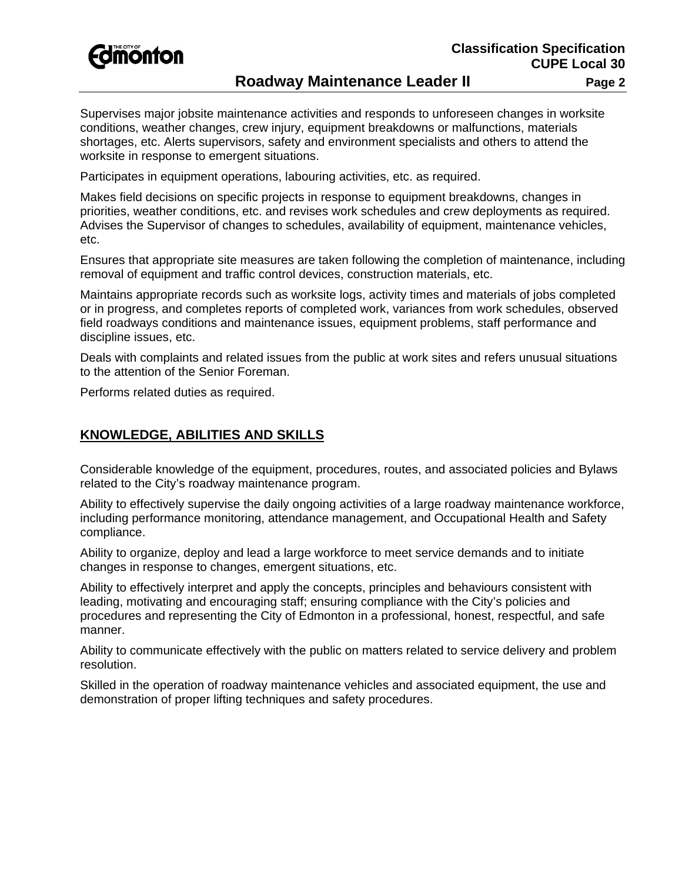Supervises major jobsite maintenance activities and responds to unforeseen changes in worksite conditions, weather changes, crew injury, equipment breakdowns or malfunctions, materials shortages, etc. Alerts supervisors, safety and environment specialists and others to attend the worksite in response to emergent situations.

Participates in equipment operations, labouring activities, etc. as required.

Makes field decisions on specific projects in response to equipment breakdowns, changes in priorities, weather conditions, etc. and revises work schedules and crew deployments as required. Advises the Supervisor of changes to schedules, availability of equipment, maintenance vehicles, etc.

Ensures that appropriate site measures are taken following the completion of maintenance, including removal of equipment and traffic control devices, construction materials, etc.

Maintains appropriate records such as worksite logs, activity times and materials of jobs completed or in progress, and completes reports of completed work, variances from work schedules, observed field roadways conditions and maintenance issues, equipment problems, staff performance and discipline issues, etc.

Deals with complaints and related issues from the public at work sites and refers unusual situations to the attention of the Senior Foreman.

Performs related duties as required.

## KNOWLEDGE, ABILITIES AND SKILLS

Considerable knowledge of the equipment, procedures, routes, and associated policies and Bylaws related to the City's roadway maintenance program.

Ability to effectively supervise the daily ongoing activities of a large roadway maintenance workforce, including performance monitoring, attendance management, and Occupational Health and Safety compliance.

Ability to organize, deploy and lead a large workforce to meet service demands and to initiate changes in response to changes, emergent situations, etc.

Ability to effectively interpret and apply the concepts, principles and behaviours consistent with leading, motivating and encouraging staff; ensuring compliance with the City's policies and procedures and representing the City of Edmonton in a professional, honest, respectful, and safe manner.

Ability to communicate effectively with the public on matters related to service delivery and problem resolution.

Skilled in the operation of roadway maintenance vehicles and associated equipment, the use and demonstration of proper lifting techniques and safety procedures.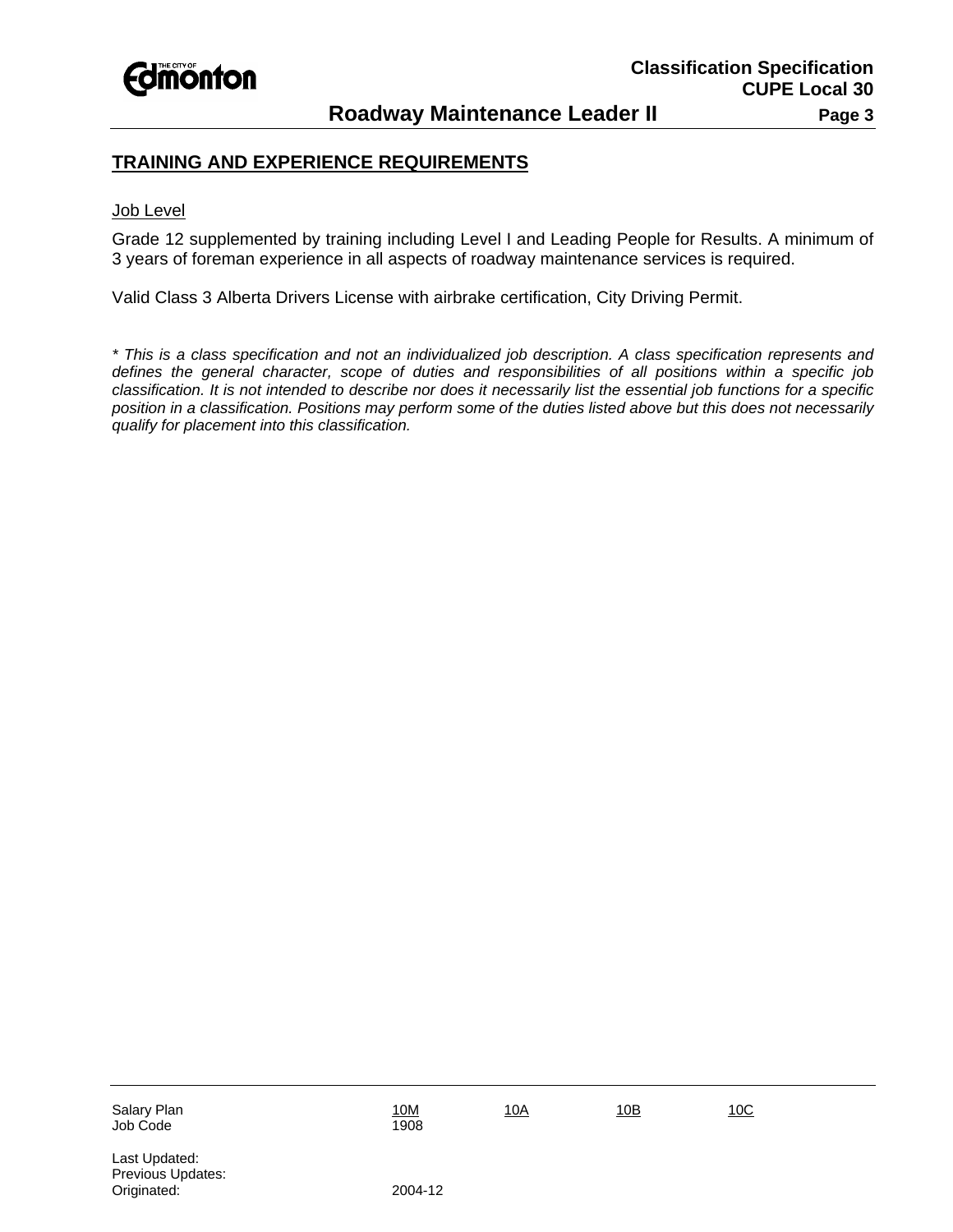## TRAINING AND EXPERIENCE REQUIREMENTS

Job Level

Grade 12 supplemented by training including Level I and Leading People for Results. A minimum of 3 years of foreman experience in all aspects of roadway maintenance services is required.

Valid Class 3 Alberta Drivers License with airbrake certification, City Driving Permit.

*\* This is a class specification and not an individualized job description. A class specification represents and defines the general character, scope of duties and responsibilities of all positions within a specific job classification. It is not intended to describe nor does it necessarily list the essential job functions for a specific position in a classification. Positions may perform some of the duties listed above but this does not necessarily qualify for placement into this classification.*

| | | | | |
|---|---|---|---|---|
| Salary Plan | 10M | 10A | 10B | 10C |
| Job Code | 1908 | | | |

Last Updated:
Previous Updates:
Originated: 2004-12